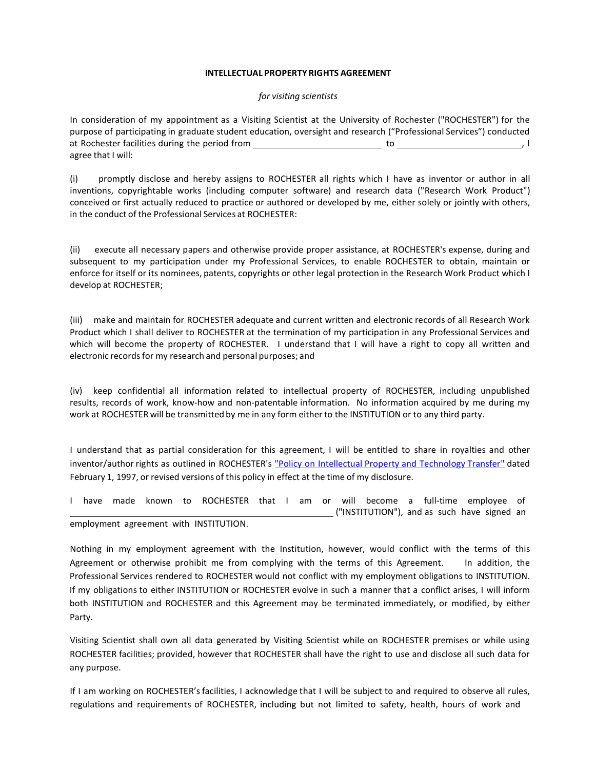**INTELLECTUAL PROPERTY RIGHTS AGREEMENT**

*for visiting scientists*

In consideration of my appointment as a Visiting Scientist at the University of Rochester ("ROCHESTER") for the purpose of participating in graduate student education, oversight and research ("Professional Services") conducted at Rochester facilities during the period from ______________________ to ______________________, I agree that I will:

(i) promptly disclose and hereby assigns to ROCHESTER all rights which I have as inventor or author in all inventions, copyrightable works (including computer software) and research data ("Research Work Product") conceived or first actually reduced to practice or authored or developed by me, either solely or jointly with others, in the conduct of the Professional Services at ROCHESTER:

(ii) execute all necessary papers and otherwise provide proper assistance, at ROCHESTER's expense, during and subsequent to my participation under my Professional Services, to enable ROCHESTER to obtain, maintain or enforce for itself or its nominees, patents, copyrights or other legal protection in the Research Work Product which I develop at ROCHESTER;

(iii) make and maintain for ROCHESTER adequate and current written and electronic records of all Research Work Product which I shall deliver to ROCHESTER at the termination of my participation in any Professional Services and which will become the property of ROCHESTER. I understand that I will have a right to copy all written and electronic records for my research and personal purposes; and

(iv) keep confidential all information related to intellectual property of ROCHESTER, including unpublished results, records of work, know-how and non-patentable information. No information acquired by me during my work at ROCHESTER will be transmitted by me in any form either to the INSTITUTION or to any third party.

I understand that as partial consideration for this agreement, I will be entitled to share in royalties and other inventor/author rights as outlined in ROCHESTER's "Policy on Intellectual Property and Technology Transfer" dated February 1, 1997, or revised versions of this policy in effect at the time of my disclosure.

I have made known to ROCHESTER that I am or will become a full-time employee of ______________________________________ ("INSTITUTION"), and as such have signed an employment agreement with INSTITUTION.

Nothing in my employment agreement with the Institution, however, would conflict with the terms of this Agreement or otherwise prohibit me from complying with the terms of this Agreement. In addition, the Professional Services rendered to ROCHESTER would not conflict with my employment obligations to INSTITUTION. If my obligations to either INSTITUTION or ROCHESTER evolve in such a manner that a conflict arises, I will inform both INSTITUTION and ROCHESTER and this Agreement may be terminated immediately, or modified, by either Party.

Visiting Scientist shall own all data generated by Visiting Scientist while on ROCHESTER premises or while using ROCHESTER facilities; provided, however that ROCHESTER shall have the right to use and disclose all such data for any purpose.

If I am working on ROCHESTER's facilities, I acknowledge that I will be subject to and required to observe all rules, regulations and requirements of ROCHESTER, including but not limited to safety, health, hours of work and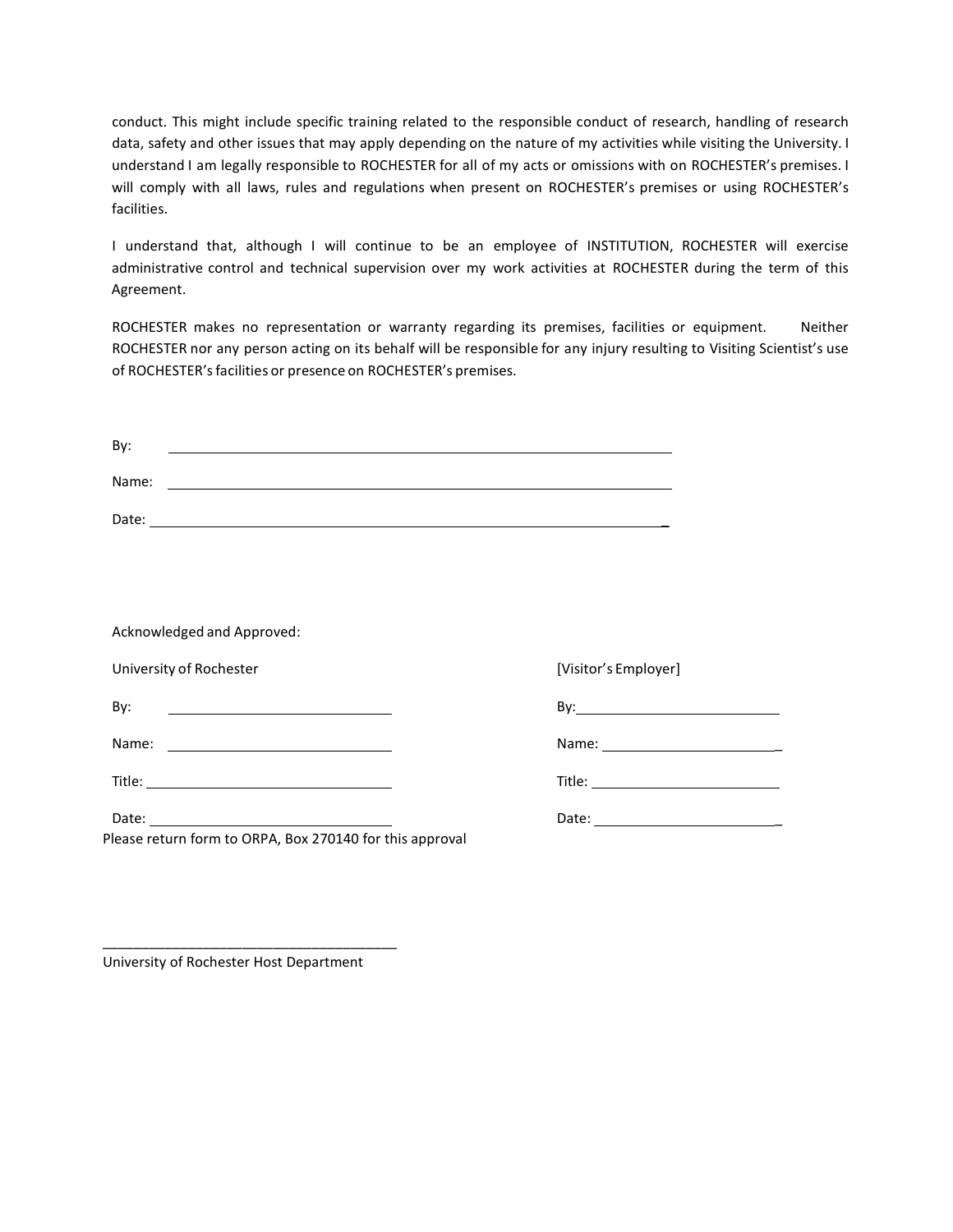conduct. This might include specific training related to the responsible conduct of research, handling of research data, safety and other issues that may apply depending on the nature of my activities while visiting the University. I understand I am legally responsible to ROCHESTER for all of my acts or omissions with on ROCHESTER's premises. I will comply with all laws, rules and regulations when present on ROCHESTER's premises or using ROCHESTER's facilities.

I understand that, although I will continue to be an employee of INSTITUTION, ROCHESTER will exercise administrative control and technical supervision over my work activities at ROCHESTER during the term of this Agreement.

ROCHESTER makes no representation or warranty regarding its premises, facilities or equipment. Neither ROCHESTER nor any person acting on its behalf will be responsible for any injury resulting to Visiting Scientist's use of ROCHESTER's facilities or presence on ROCHESTER's premises.

By: ______________________________

Name: ______________________________

Date: ______________________________

Acknowledged and Approved:

| | |
|---|---|
| University of Rochester | [Visitor's Employer] |
| By: ____________________ | By: ____________________ |
| Name: ____________________ | Name: ____________________ |
| Title: ____________________ | Title: ____________________ |
| Date: ____________________ | Date: ____________________ |

Please return form to ORPA, Box 270140 for this approval

______________________________

University of Rochester Host Department